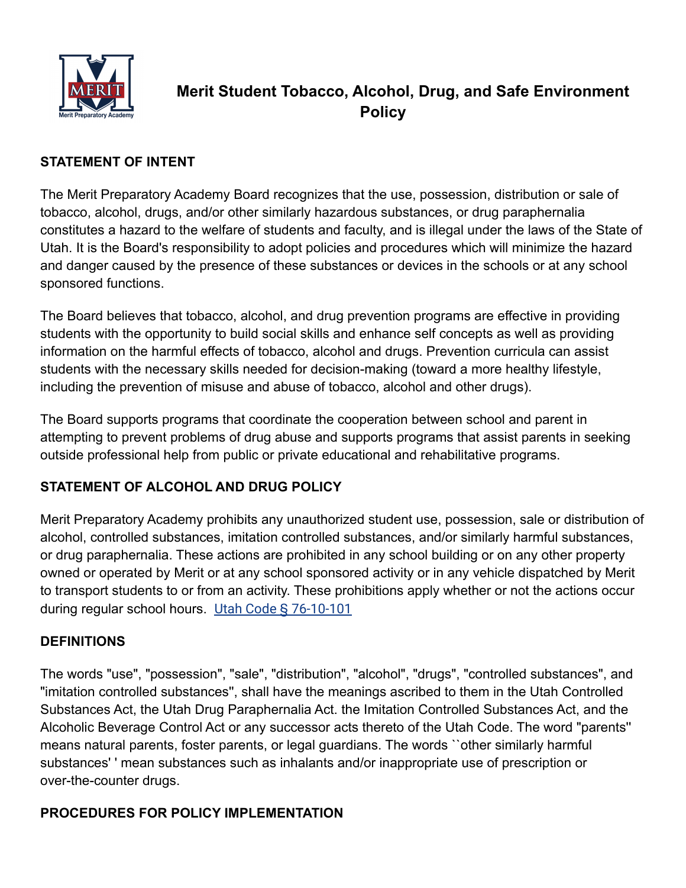# Merit Student Tobacco, Alcohol, Drug, and Safe Environment Policy

## STATEMENT OF INTENT

The Merit Preparatory Academy Board recognizes that the use, possession, distribution or sale of tobacco, alcohol, drugs, and/or other similarly hazardous substances, or drug paraphernalia constitutes a hazard to the welfare of students and faculty, and is illegal under the laws of the State of Utah. It is the Board's responsibility to adopt policies and procedures which will minimize the hazard and danger caused by the presence of these substances or devices in the schools or at any school sponsored functions.

The Board believes that tobacco, alcohol, and drug prevention programs are effective in providing students with the opportunity to build social skills and enhance self concepts as well as providing information on the harmful effects of tobacco, alcohol and drugs. Prevention curricula can assist students with the necessary skills needed for decision-making (toward a more healthy lifestyle, including the prevention of misuse and abuse of tobacco, alcohol and other drugs).

The Board supports programs that coordinate the cooperation between school and parent in attempting to prevent problems of drug abuse and supports programs that assist parents in seeking outside professional help from public or private educational and rehabilitative programs.

## STATEMENT OF ALCOHOL AND DRUG POLICY

Merit Preparatory Academy prohibits any unauthorized student use, possession, sale or distribution of alcohol, controlled substances, imitation controlled substances, and/or similarly harmful substances, or drug paraphernalia. These actions are prohibited in any school building or on any other property owned or operated by Merit or at any school sponsored activity or in any vehicle dispatched by Merit to transport students to or from an activity. These prohibitions apply whether or not the actions occur during regular school hours. Utah Code § 76-10-101

## DEFINITIONS

The words "use", "possession", "sale", "distribution", "alcohol", "drugs", "controlled substances", and "imitation controlled substances", shall have the meanings ascribed to them in the Utah Controlled Substances Act, the Utah Drug Paraphernalia Act. the Imitation Controlled Substances Act, and the Alcoholic Beverage Control Act or any successor acts thereto of the Utah Code. The word "parents" means natural parents, foster parents, or legal guardians. The words ``other similarly harmful substances' ' mean substances such as inhalants and/or inappropriate use of prescription or over-the-counter drugs.

## PROCEDURES FOR POLICY IMPLEMENTATION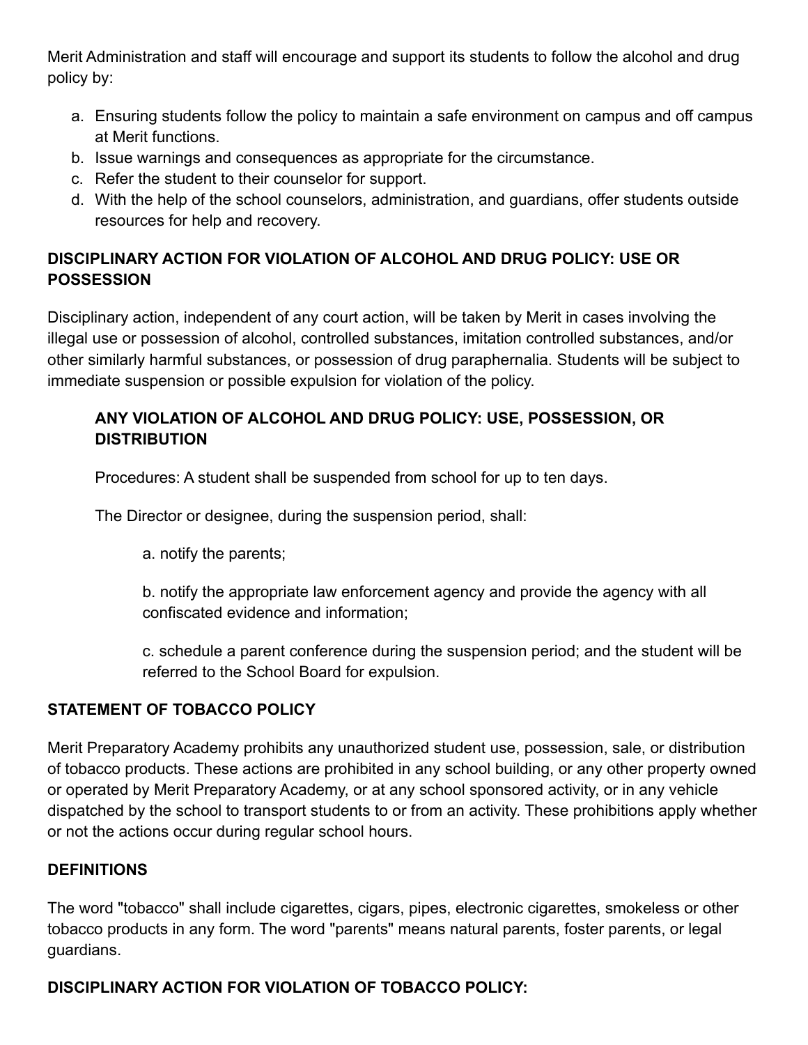Merit Administration and staff will encourage and support its students to follow the alcohol and drug policy by:

a. Ensuring students follow the policy to maintain a safe environment on campus and off campus at Merit functions.
b. Issue warnings and consequences as appropriate for the circumstance.
c. Refer the student to their counselor for support.
d. With the help of the school counselors, administration, and guardians, offer students outside resources for help and recovery.

**DISCIPLINARY ACTION FOR VIOLATION OF ALCOHOL AND DRUG POLICY: USE OR POSSESSION**

Disciplinary action, independent of any court action, will be taken by Merit in cases involving the illegal use or possession of alcohol, controlled substances, imitation controlled substances, and/or other similarly harmful substances, or possession of drug paraphernalia. Students will be subject to immediate suspension or possible expulsion for violation of the policy.

> **ANY VIOLATION OF ALCOHOL AND DRUG POLICY: USE, POSSESSION, OR DISTRIBUTION**
>
> Procedures: A student shall be suspended from school for up to ten days.
>
> The Director or designee, during the suspension period, shall:
>
> a. notify the parents;
>
> b. notify the appropriate law enforcement agency and provide the agency with all confiscated evidence and information;
>
> c. schedule a parent conference during the suspension period; and the student will be referred to the School Board for expulsion.

**STATEMENT OF TOBACCO POLICY**

Merit Preparatory Academy prohibits any unauthorized student use, possession, sale, or distribution of tobacco products. These actions are prohibited in any school building, or any other property owned or operated by Merit Preparatory Academy, or at any school sponsored activity, or in any vehicle dispatched by the school to transport students to or from an activity. These prohibitions apply whether or not the actions occur during regular school hours.

**DEFINITIONS**

The word "tobacco" shall include cigarettes, cigars, pipes, electronic cigarettes, smokeless or other tobacco products in any form. The word "parents" means natural parents, foster parents, or legal guardians.

**DISCIPLINARY ACTION FOR VIOLATION OF TOBACCO POLICY:**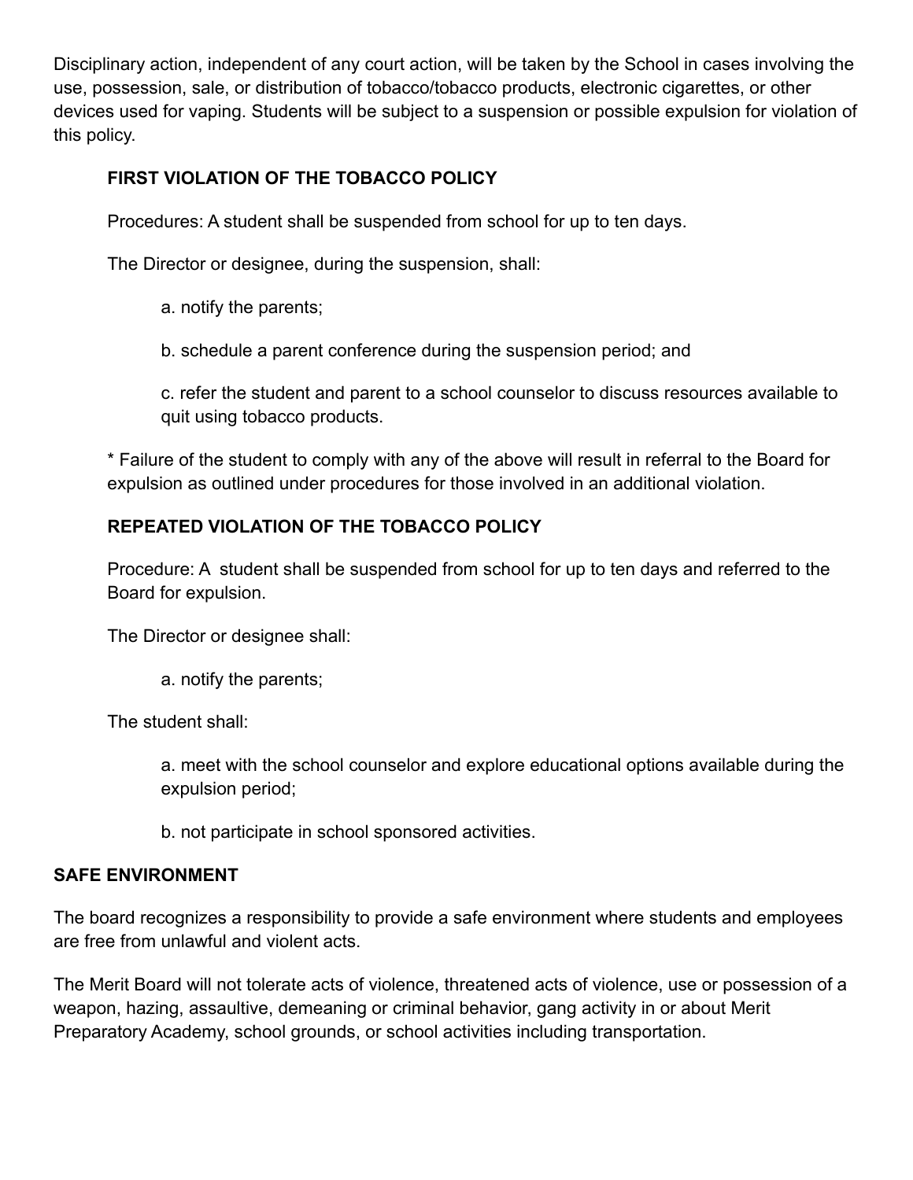Disciplinary action, independent of any court action, will be taken by the School in cases involving the use, possession, sale, or distribution of tobacco/tobacco products, electronic cigarettes, or other devices used for vaping. Students will be subject to a suspension or possible expulsion for violation of this policy.

### FIRST VIOLATION OF THE TOBACCO POLICY

Procedures: A student shall be suspended from school for up to ten days.

The Director or designee, during the suspension, shall:

a. notify the parents;

b. schedule a parent conference during the suspension period; and

c. refer the student and parent to a school counselor to discuss resources available to quit using tobacco products.

* Failure of the student to comply with any of the above will result in referral to the Board for expulsion as outlined under procedures for those involved in an additional violation.

### REPEATED VIOLATION OF THE TOBACCO POLICY

Procedure: A student shall be suspended from school for up to ten days and referred to the Board for expulsion.

The Director or designee shall:

a. notify the parents;

The student shall:

a. meet with the school counselor and explore educational options available during the expulsion period;

b. not participate in school sponsored activities.

## SAFE ENVIRONMENT

The board recognizes a responsibility to provide a safe environment where students and employees are free from unlawful and violent acts.

The Merit Board will not tolerate acts of violence, threatened acts of violence, use or possession of a weapon, hazing, assaultive, demeaning or criminal behavior, gang activity in or about Merit Preparatory Academy, school grounds, or school activities including transportation.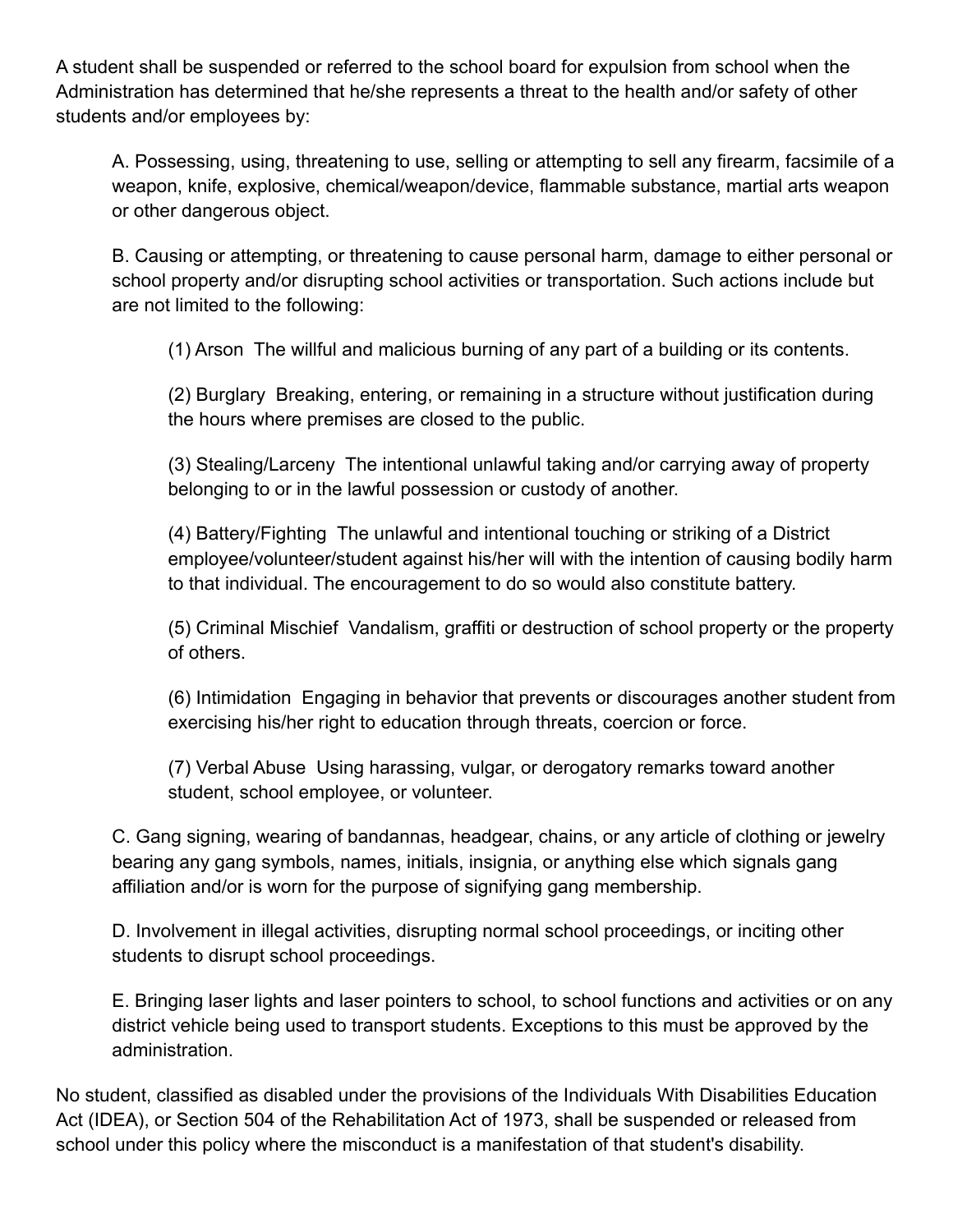A student shall be suspended or referred to the school board for expulsion from school when the Administration has determined that he/she represents a threat to the health and/or safety of other students and/or employees by:

A. Possessing, using, threatening to use, selling or attempting to sell any firearm, facsimile of a weapon, knife, explosive, chemical/weapon/device, flammable substance, martial arts weapon or other dangerous object.

B. Causing or attempting, or threatening to cause personal harm, damage to either personal or school property and/or disrupting school activities or transportation. Such actions include but are not limited to the following:

(1) Arson  The willful and malicious burning of any part of a building or its contents.

(2) Burglary  Breaking, entering, or remaining in a structure without justification during the hours where premises are closed to the public.

(3) Stealing/Larceny  The intentional unlawful taking and/or carrying away of property belonging to or in the lawful possession or custody of another.

(4) Battery/Fighting  The unlawful and intentional touching or striking of a District employee/volunteer/student against his/her will with the intention of causing bodily harm to that individual. The encouragement to do so would also constitute battery.

(5) Criminal Mischief  Vandalism, graffiti or destruction of school property or the property of others.

(6) Intimidation  Engaging in behavior that prevents or discourages another student from exercising his/her right to education through threats, coercion or force.

(7) Verbal Abuse  Using harassing, vulgar, or derogatory remarks toward another student, school employee, or volunteer.

C. Gang signing, wearing of bandannas, headgear, chains, or any article of clothing or jewelry bearing any gang symbols, names, initials, insignia, or anything else which signals gang affiliation and/or is worn for the purpose of signifying gang membership.

D. Involvement in illegal activities, disrupting normal school proceedings, or inciting other students to disrupt school proceedings.

E. Bringing laser lights and laser pointers to school, to school functions and activities or on any district vehicle being used to transport students. Exceptions to this must be approved by the administration.

No student, classified as disabled under the provisions of the Individuals With Disabilities Education Act (IDEA), or Section 504 of the Rehabilitation Act of 1973, shall be suspended or released from school under this policy where the misconduct is a manifestation of that student's disability.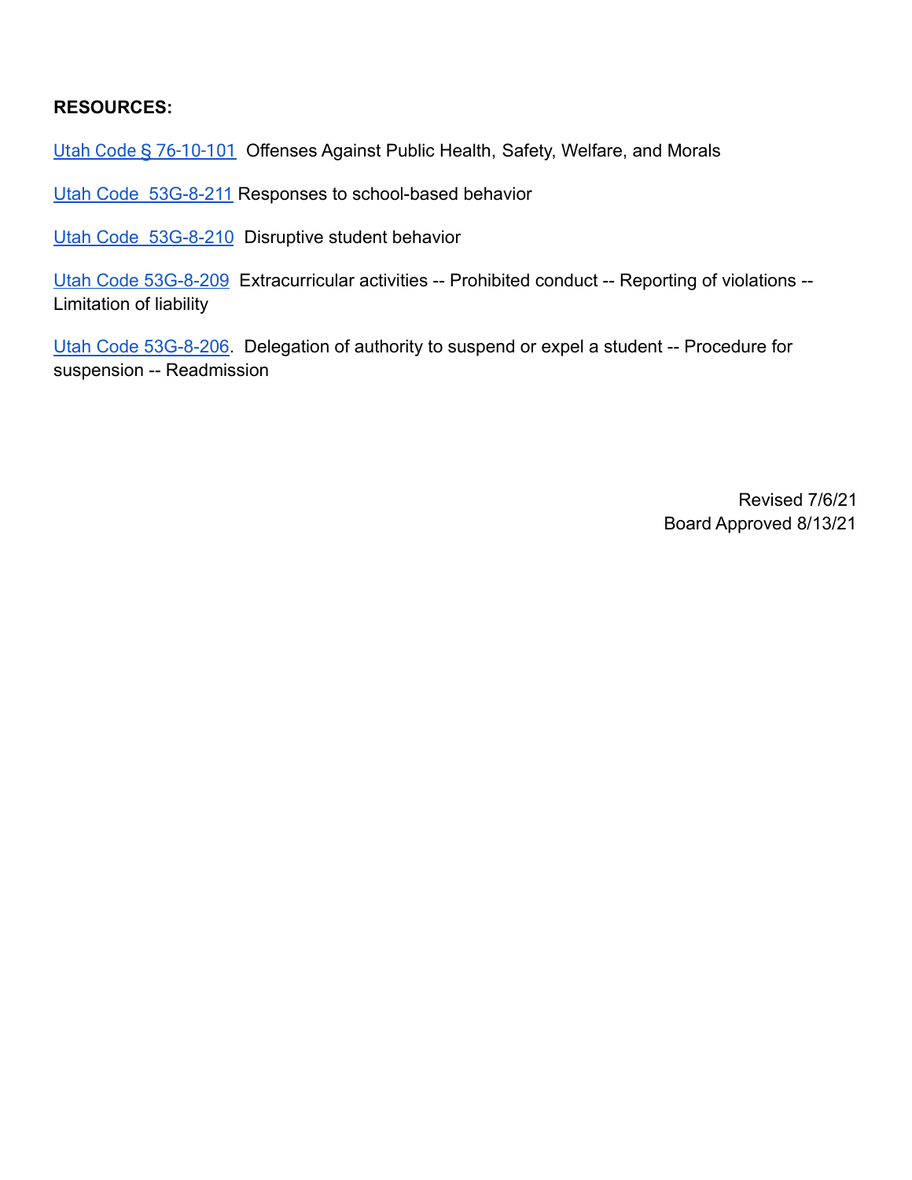**RESOURCES:**

Utah Code § 76-10-101 Offenses Against Public Health, Safety, Welfare, and Morals

Utah Code 53G-8-211 Responses to school-based behavior

Utah Code 53G-8-210 Disruptive student behavior

Utah Code 53G-8-209 Extracurricular activities -- Prohibited conduct -- Reporting of violations -- Limitation of liability

Utah Code 53G-8-206. Delegation of authority to suspend or expel a student -- Procedure for suspension -- Readmission

Revised 7/6/21
Board Approved 8/13/21